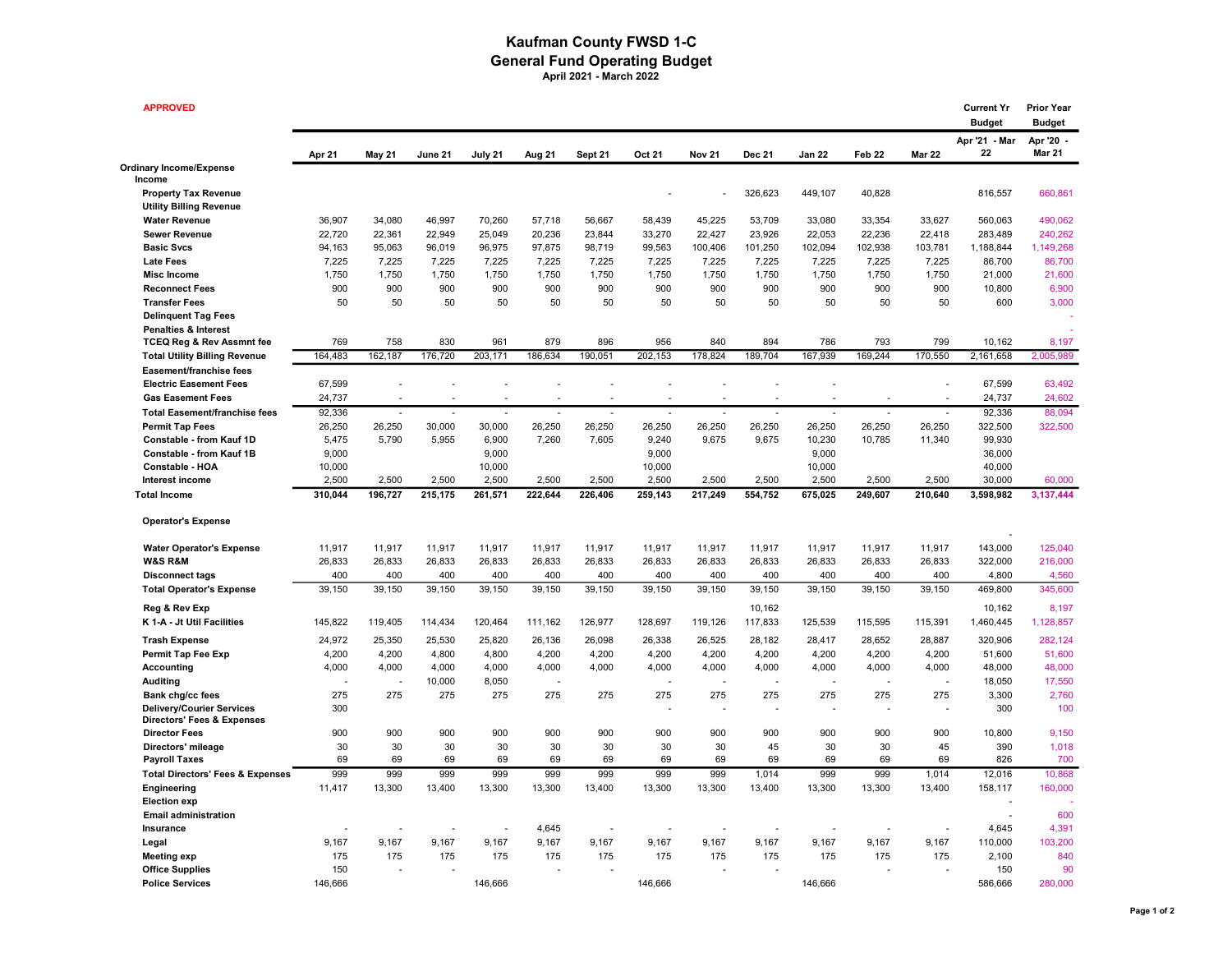# Kaufman County FWSD 1-C

## General Fund Operating Budget

**April 2021 - March 2022**

**APPROVED**

| | Apr 21 | May 21 | June 21 | July 21 | Aug 21 | Sept 21 | Oct 21 | Nov 21 | Dec 21 | Jan 22 | Feb 22 | Mar 22 | Current Yr Budget Apr '21 - Mar 22 | Prior Year Budget Apr '20 - Mar 21 |
|---|---|---|---|---|---|---|---|---|---|---|---|---|---|---|
| **Ordinary Income/Expense** | | | | | | | | | | | | | | |
| **Income** | | | | | | | | | | | | | | |
| **Property Tax Revenue** | | | | | | | - | - | 326,623 | 449,107 | 40,828 | | 816,557 | 660,861 |
| **Utility Billing Revenue** | | | | | | | | | | | | | | |
| **Water Revenue** | 36,907 | 34,080 | 46,997 | 70,260 | 57,718 | 56,667 | 58,439 | 45,225 | 53,709 | 33,080 | 33,354 | 33,627 | 560,063 | 490,062 |
| **Sewer Revenue** | 22,720 | 22,361 | 22,949 | 25,049 | 20,236 | 23,844 | 33,270 | 22,427 | 23,926 | 22,053 | 22,236 | 22,418 | 283,489 | 240,262 |
| **Basic Svcs** | 94,163 | 95,063 | 96,019 | 96,975 | 97,875 | 98,719 | 99,563 | 100,406 | 101,250 | 102,094 | 102,938 | 103,781 | 1,188,844 | 1,149,268 |
| **Late Fees** | 7,225 | 7,225 | 7,225 | 7,225 | 7,225 | 7,225 | 7,225 | 7,225 | 7,225 | 7,225 | 7,225 | 7,225 | 86,700 | 86,700 |
| **Misc Income** | 1,750 | 1,750 | 1,750 | 1,750 | 1,750 | 1,750 | 1,750 | 1,750 | 1,750 | 1,750 | 1,750 | 1,750 | 21,000 | 21,600 |
| **Reconnect Fees** | 900 | 900 | 900 | 900 | 900 | 900 | 900 | 900 | 900 | 900 | 900 | 900 | 10,800 | 6,900 |
| **Transfer Fees** | 50 | 50 | 50 | 50 | 50 | 50 | 50 | 50 | 50 | 50 | 50 | 50 | 600 | 3,000 |
| **Delinquent Tag Fees** | | | | | | | | | | | | | | - |
| **Penalties & Interest** | | | | | | | | | | | | | | - |
| **TCEQ Reg & Rev Assmnt fee** | 769 | 758 | 830 | 961 | 879 | 896 | 956 | 840 | 894 | 786 | 793 | 799 | 10,162 | 8,197 |
| **Total Utility Billing Revenue** | 164,483 | 162,187 | 176,720 | 203,171 | 186,634 | 190,051 | 202,153 | 178,824 | 189,704 | 167,939 | 169,244 | 170,550 | 2,161,658 | 2,005,989 |
| **Easement/franchise fees** | | | | | | | | | | | | | | |
| **Electric Easement Fees** | 67,599 | - | - | - | - | - | - | - | - | - | | - | 67,599 | 63,492 |
| **Gas Easement Fees** | 24,737 | - | - | - | - | - | - | - | - | - | - | - | 24,737 | 24,602 |
| **Total Easement/franchise fees** | 92,336 | - | - | - | - | - | - | - | - | - | - | - | 92,336 | 88,094 |
| **Permit Tap Fees** | 26,250 | 26,250 | 30,000 | 30,000 | 26,250 | 26,250 | 26,250 | 26,250 | 26,250 | 26,250 | 26,250 | 26,250 | 322,500 | 322,500 |
| **Constable - from Kauf 1D** | 5,475 | 5,790 | 5,955 | 6,900 | 7,260 | 7,605 | 9,240 | 9,675 | 9,675 | 10,230 | 10,785 | 11,340 | 99,930 | |
| **Constable - from Kauf 1B** | 9,000 | | | 9,000 | | | 9,000 | | | 9,000 | | | 36,000 | |
| **Constable - HOA** | 10,000 | | | 10,000 | | | 10,000 | | | 10,000 | | | 40,000 | |
| **Interest income** | 2,500 | 2,500 | 2,500 | 2,500 | 2,500 | 2,500 | 2,500 | 2,500 | 2,500 | 2,500 | 2,500 | 2,500 | 30,000 | 60,000 |
| **Total Income** | **310,044** | **196,727** | **215,175** | **261,571** | **222,644** | **226,406** | **259,143** | **217,249** | **554,752** | **675,025** | **249,607** | **210,640** | **3,598,982** | **3,137,444** |
| **Operator's Expense** | | | | | | | | | | | | | - | |
| **Water Operator's Expense** | 11,917 | 11,917 | 11,917 | 11,917 | 11,917 | 11,917 | 11,917 | 11,917 | 11,917 | 11,917 | 11,917 | 11,917 | 143,000 | 125,040 |
| **W&S R&M** | 26,833 | 26,833 | 26,833 | 26,833 | 26,833 | 26,833 | 26,833 | 26,833 | 26,833 | 26,833 | 26,833 | 26,833 | 322,000 | 216,000 |
| **Disconnect tags** | 400 | 400 | 400 | 400 | 400 | 400 | 400 | 400 | 400 | 400 | 400 | 400 | 4,800 | 4,560 |
| **Total Operator's Expense** | 39,150 | 39,150 | 39,150 | 39,150 | 39,150 | 39,150 | 39,150 | 39,150 | 39,150 | 39,150 | 39,150 | 39,150 | 469,800 | 345,600 |
| **Reg & Rev Exp** | | | | | | | | | 10,162 | | | | 10,162 | 8,197 |
| **K 1-A - Jt Util Facilities** | 145,822 | 119,405 | 114,434 | 120,464 | 111,162 | 126,977 | 128,697 | 119,126 | 117,833 | 125,539 | 115,595 | 115,391 | 1,460,445 | 1,128,857 |
| **Trash Expense** | 24,972 | 25,350 | 25,530 | 25,820 | 26,136 | 26,098 | 26,338 | 26,525 | 28,182 | 28,417 | 28,652 | 28,887 | 320,906 | 282,124 |
| **Permit Tap Fee Exp** | 4,200 | 4,200 | 4,800 | 4,800 | 4,200 | 4,200 | 4,200 | 4,200 | 4,200 | 4,200 | 4,200 | 4,200 | 51,600 | 51,600 |
| **Accounting** | 4,000 | 4,000 | 4,000 | 4,000 | 4,000 | 4,000 | 4,000 | 4,000 | 4,000 | 4,000 | 4,000 | 4,000 | 48,000 | 48,000 |
| **Auditing** | - | - | 10,000 | 8,050 | - | | - | - | - | - | - | - | 18,050 | 17,550 |
| **Bank chg/cc fees** | 275 | 275 | 275 | 275 | 275 | 275 | 275 | 275 | 275 | 275 | 275 | 275 | 3,300 | 2,760 |
| **Delivery/Courier Services** | 300 | | | | | | - | - | - | - | - | - | 300 | 100 |
| **Directors' Fees & Expenses** | | | | | | | | | | | | | | |
| **Director Fees** | 900 | 900 | 900 | 900 | 900 | 900 | 900 | 900 | 900 | 900 | 900 | 900 | 10,800 | 9,150 |
| **Directors' mileage** | 30 | 30 | 30 | 30 | 30 | 30 | 30 | 30 | 45 | 30 | 30 | 45 | 390 | 1,018 |
| **Payroll Taxes** | 69 | 69 | 69 | 69 | 69 | 69 | 69 | 69 | 69 | 69 | 69 | 69 | 826 | 700 |
| **Total Directors' Fees & Expenses** | 999 | 999 | 999 | 999 | 999 | 999 | 999 | 999 | 1,014 | 999 | 999 | 1,014 | 12,016 | 10,868 |
| **Engineering** | 11,417 | 13,300 | 13,400 | 13,300 | 13,300 | 13,400 | 13,300 | 13,300 | 13,400 | 13,300 | 13,300 | 13,400 | 158,117 | 160,000 |
| **Election exp** | | | | | | | | | | | | | - | - |
| **Email administration** | | | | | | | | | | | | | - | 600 |
| **Insurance** | - | - | - | - | 4,645 | - | - | - | - | - | - | - | 4,645 | 4,391 |
| **Legal** | 9,167 | 9,167 | 9,167 | 9,167 | 9,167 | 9,167 | 9,167 | 9,167 | 9,167 | 9,167 | 9,167 | 9,167 | 110,000 | 103,200 |
| **Meeting exp** | 175 | 175 | 175 | 175 | 175 | 175 | 175 | 175 | 175 | 175 | 175 | 175 | 2,100 | 840 |
| **Office Supplies** | 150 | - | - | | - | - | | - | - | | - | - | 150 | 90 |
| **Police Services** | 146,666 | | | 146,666 | | | 146,666 | | | 146,666 | | | 586,666 | 280,000 |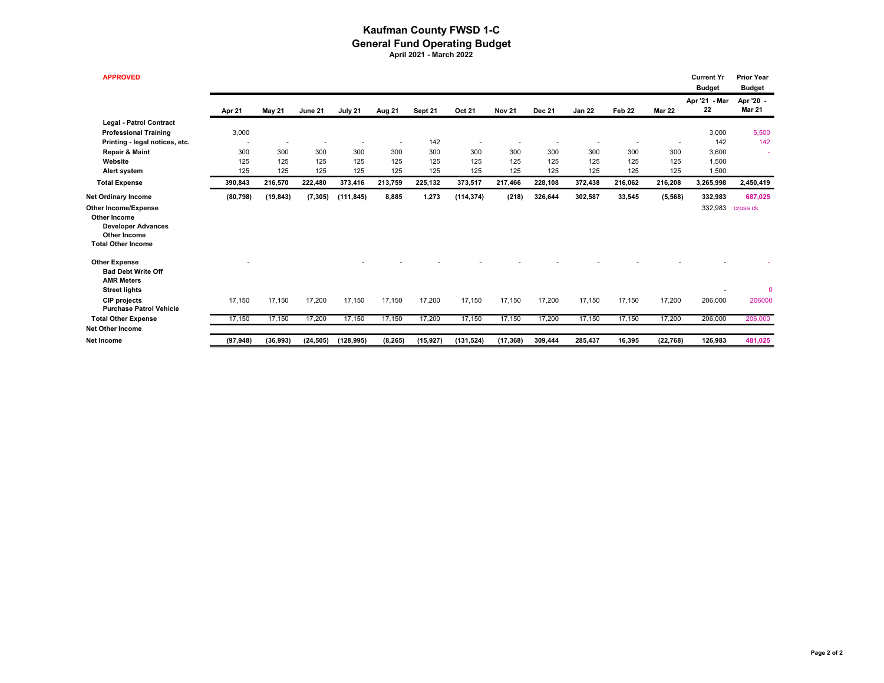# Kaufman County FWSD 1-C
## General Fund Operating Budget
### April 2021 - March 2022

**APPROVED**

| | Apr 21 | May 21 | June 21 | July 21 | Aug 21 | Sept 21 | Oct 21 | Nov 21 | Dec 21 | Jan 22 | Feb 22 | Mar 22 | Current Yr Budget Apr '21 - Mar 22 | Prior Year Budget Apr '20 - Mar 21 |
|---|---|---|---|---|---|---|---|---|---|---|---|---|---|---|
| **Legal - Patrol Contract** | | | | | | | | | | | | | | |
| **Professional Training** | 3,000 | | | | | | | | | | | | 3,000 | 5,500 |
| **Printing - legal notices, etc.** | - | - | - | - | - | 142 | - | - | - | - | - | - | 142 | 142 |
| **Repair & Maint** | 300 | 300 | 300 | 300 | 300 | 300 | 300 | 300 | 300 | 300 | 300 | 300 | 3,600 | - |
| **Website** | 125 | 125 | 125 | 125 | 125 | 125 | 125 | 125 | 125 | 125 | 125 | 125 | 1,500 | |
| **Alert system** | 125 | 125 | 125 | 125 | 125 | 125 | 125 | 125 | 125 | 125 | 125 | 125 | 1,500 | |
| **Total Expense** | **390,843** | **216,570** | **222,480** | **373,416** | **213,759** | **225,132** | **373,517** | **217,466** | **228,108** | **372,438** | **216,062** | **216,208** | **3,265,998** | **2,450,419** |
| **Net Ordinary Income** | **(80,798)** | **(19,843)** | **(7,305)** | **(111,845)** | **8,885** | **1,273** | **(114,374)** | **(218)** | **326,644** | **302,587** | **33,545** | **(5,568)** | **332,983** | **687,025** |
| **Other Income/Expense** | | | | | | | | | | | | | 332,983 | cross ck |
| **Other Income** | | | | | | | | | | | | | | |
| **Developer Advances** | | | | | | | | | | | | | | |
| **Other Income** | | | | | | | | | | | | | | |
| **Total Other Income** | | | | | | | | | | | | | | |
| **Other Expense** | - | | | - | - | - | - | - | - | - | - | - | - | - |
| **Bad Debt Write Off** | | | | | | | | | | | | | | |
| **AMR Meters** | | | | | | | | | | | | | | |
| **Street lights** | | | | | | | | | | | | | - | 0 |
| **CIP projects** | 17,150 | 17,150 | 17,200 | 17,150 | 17,150 | 17,200 | 17,150 | 17,150 | 17,200 | 17,150 | 17,150 | 17,200 | 206,000 | 206000 |
| **Purchase Patrol Vehicle** | | | | | | | | | | | | | | |
| **Total Other Expense** | 17,150 | 17,150 | 17,200 | 17,150 | 17,150 | 17,200 | 17,150 | 17,150 | 17,200 | 17,150 | 17,150 | 17,200 | 206,000 | 206,000 |
| **Net Other Income** | | | | | | | | | | | | | | |
| **Net Income** | **(97,948)** | **(36,993)** | **(24,505)** | **(128,995)** | **(8,265)** | **(15,927)** | **(131,524)** | **(17,368)** | **309,444** | **285,437** | **16,395** | **(22,768)** | **126,983** | **481,025** |